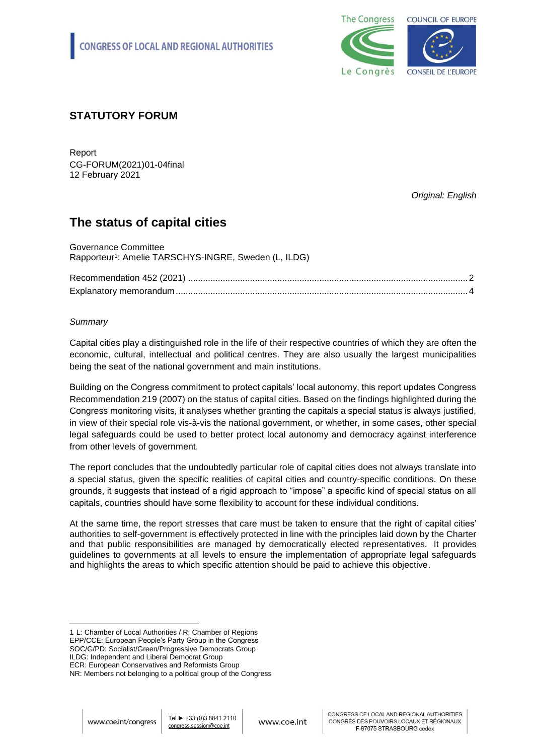**CONGRESS OF LOCAL AND REGIONAL AUTHORITIES**

## STATUTORY FORUM

Report
CG-FORUM(2021)01-04final
12 February 2021

*Original: English*

# The status of capital cities

Governance Committee
Rapporteur[1]: Amelie TARSCHYS-INGRE, Sweden (L, ILDG)

Recommendation 452 (2021) ................................................................................................................2
Explanatory memorandum .....................................................................................................................4

*Summary*

Capital cities play a distinguished role in the life of their respective countries of which they are often the economic, cultural, intellectual and political centres. They are also usually the largest municipalities being the seat of the national government and main institutions.

Building on the Congress commitment to protect capitals' local autonomy, this report updates Congress Recommendation 219 (2007) on the status of capital cities. Based on the findings highlighted during the Congress monitoring visits, it analyses whether granting the capitals a special status is always justified, in view of their special role vis-à-vis the national government, or whether, in some cases, other special legal safeguards could be used to better protect local autonomy and democracy against interference from other levels of government.

The report concludes that the undoubtedly particular role of capital cities does not always translate into a special status, given the specific realities of capital cities and country-specific conditions. On these grounds, it suggests that instead of a rigid approach to "impose" a specific kind of special status on all capitals, countries should have some flexibility to account for these individual conditions.

At the same time, the report stresses that care must be taken to ensure that the right of capital cities' authorities to self-government is effectively protected in line with the principles laid down by the Charter and that public responsibilities are managed by democratically elected representatives. It provides guidelines to governments at all levels to ensure the implementation of appropriate legal safeguards and highlights the areas to which specific attention should be paid to achieve this objective.

---

1 L: Chamber of Local Authorities / R: Chamber of Regions
EPP/CCE: European People's Party Group in the Congress
SOC/G/PD: Socialist/Green/Progressive Democrats Group
ILDG: Independent and Liberal Democrat Group
ECR: European Conservatives and Reformists Group
NR: Members not belonging to a political group of the Congress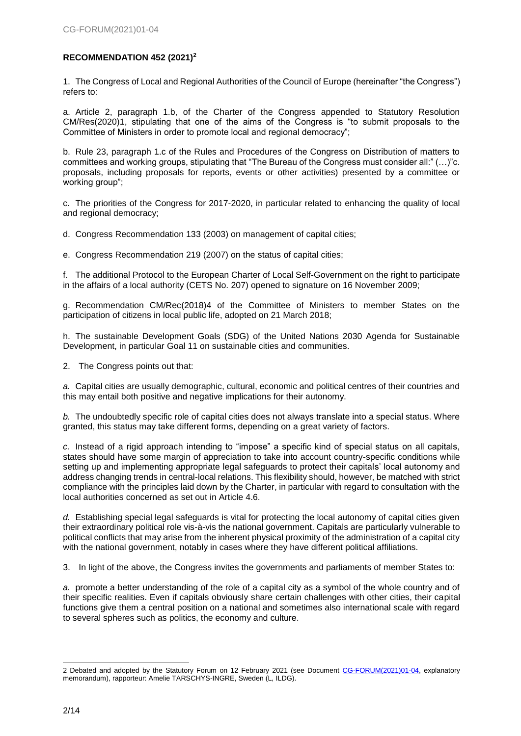**RECOMMENDATION 452 (2021)[2]**

1. The Congress of Local and Regional Authorities of the Council of Europe (hereinafter "the Congress") refers to:

a. Article 2, paragraph 1.b, of the Charter of the Congress appended to Statutory Resolution CM/Res(2020)1, stipulating that one of the aims of the Congress is "to submit proposals to the Committee of Ministers in order to promote local and regional democracy";

b. Rule 23, paragraph 1.c of the Rules and Procedures of the Congress on Distribution of matters to committees and working groups, stipulating that "The Bureau of the Congress must consider all:" (…)"c. proposals, including proposals for reports, events or other activities) presented by a committee or working group";

c. The priorities of the Congress for 2017-2020, in particular related to enhancing the quality of local and regional democracy;

d. Congress Recommendation 133 (2003) on management of capital cities;

e. Congress Recommendation 219 (2007) on the status of capital cities;

f. The additional Protocol to the European Charter of Local Self-Government on the right to participate in the affairs of a local authority (CETS No. 207) opened to signature on 16 November 2009;

g. Recommendation CM/Rec(2018)4 of the Committee of Ministers to member States on the participation of citizens in local public life, adopted on 21 March 2018;

h. The sustainable Development Goals (SDG) of the United Nations 2030 Agenda for Sustainable Development, in particular Goal 11 on sustainable cities and communities.

2. The Congress points out that:

*a.* Capital cities are usually demographic, cultural, economic and political centres of their countries and this may entail both positive and negative implications for their autonomy.

*b.* The undoubtedly specific role of capital cities does not always translate into a special status. Where granted, this status may take different forms, depending on a great variety of factors.

*c.* Instead of a rigid approach intending to "impose" a specific kind of special status on all capitals, states should have some margin of appreciation to take into account country-specific conditions while setting up and implementing appropriate legal safeguards to protect their capitals' local autonomy and address changing trends in central-local relations. This flexibility should, however, be matched with strict compliance with the principles laid down by the Charter, in particular with regard to consultation with the local authorities concerned as set out in Article 4.6.

*d.* Establishing special legal safeguards is vital for protecting the local autonomy of capital cities given their extraordinary political role vis-à-vis the national government. Capitals are particularly vulnerable to political conflicts that may arise from the inherent physical proximity of the administration of a capital city with the national government, notably in cases where they have different political affiliations.

3. In light of the above, the Congress invites the governments and parliaments of member States to:

*a.* promote a better understanding of the role of a capital city as a symbol of the whole country and of their specific realities. Even if capitals obviously share certain challenges with other cities, their capital functions give them a central position on a national and sometimes also international scale with regard to several spheres such as politics, the economy and culture.

---

2 Debated and adopted by the Statutory Forum on 12 February 2021 (see Document CG-FORUM(2021)01-04, explanatory memorandum), rapporteur: Amelie TARSCHYS-INGRE, Sweden (L, ILDG).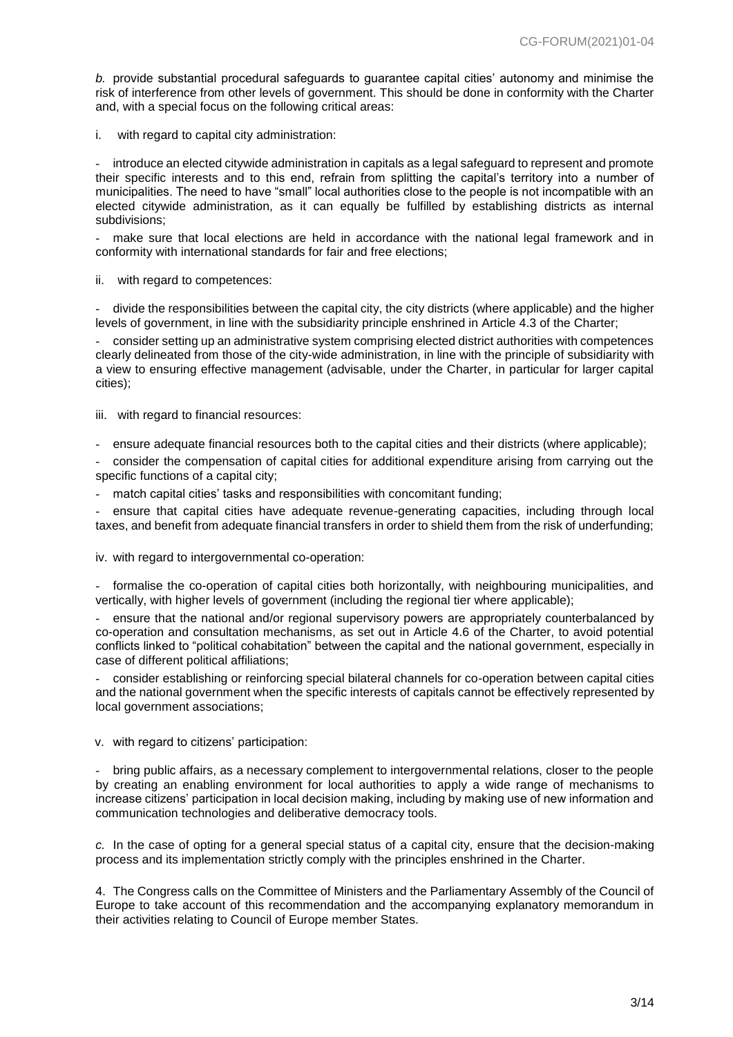*b.* provide substantial procedural safeguards to guarantee capital cities' autonomy and minimise the risk of interference from other levels of government. This should be done in conformity with the Charter and, with a special focus on the following critical areas:

i. with regard to capital city administration:

- introduce an elected citywide administration in capitals as a legal safeguard to represent and promote their specific interests and to this end, refrain from splitting the capital's territory into a number of municipalities. The need to have "small" local authorities close to the people is not incompatible with an elected citywide administration, as it can equally be fulfilled by establishing districts as internal subdivisions;
- make sure that local elections are held in accordance with the national legal framework and in conformity with international standards for fair and free elections;

ii. with regard to competences:

- divide the responsibilities between the capital city, the city districts (where applicable) and the higher levels of government, in line with the subsidiarity principle enshrined in Article 4.3 of the Charter;
- consider setting up an administrative system comprising elected district authorities with competences clearly delineated from those of the city-wide administration, in line with the principle of subsidiarity with a view to ensuring effective management (advisable, under the Charter, in particular for larger capital cities);

iii. with regard to financial resources:

- ensure adequate financial resources both to the capital cities and their districts (where applicable);
- consider the compensation of capital cities for additional expenditure arising from carrying out the specific functions of a capital city;
- match capital cities' tasks and responsibilities with concomitant funding;
- ensure that capital cities have adequate revenue-generating capacities, including through local taxes, and benefit from adequate financial transfers in order to shield them from the risk of underfunding;

iv. with regard to intergovernmental co-operation:

- formalise the co-operation of capital cities both horizontally, with neighbouring municipalities, and vertically, with higher levels of government (including the regional tier where applicable);
- ensure that the national and/or regional supervisory powers are appropriately counterbalanced by co-operation and consultation mechanisms, as set out in Article 4.6 of the Charter, to avoid potential conflicts linked to "political cohabitation" between the capital and the national government, especially in case of different political affiliations;
- consider establishing or reinforcing special bilateral channels for co-operation between capital cities and the national government when the specific interests of capitals cannot be effectively represented by local government associations;

v. with regard to citizens' participation:

- bring public affairs, as a necessary complement to intergovernmental relations, closer to the people by creating an enabling environment for local authorities to apply a wide range of mechanisms to increase citizens' participation in local decision making, including by making use of new information and communication technologies and deliberative democracy tools.

*c.* In the case of opting for a general special status of a capital city, ensure that the decision-making process and its implementation strictly comply with the principles enshrined in the Charter.

4. The Congress calls on the Committee of Ministers and the Parliamentary Assembly of the Council of Europe to take account of this recommendation and the accompanying explanatory memorandum in their activities relating to Council of Europe member States.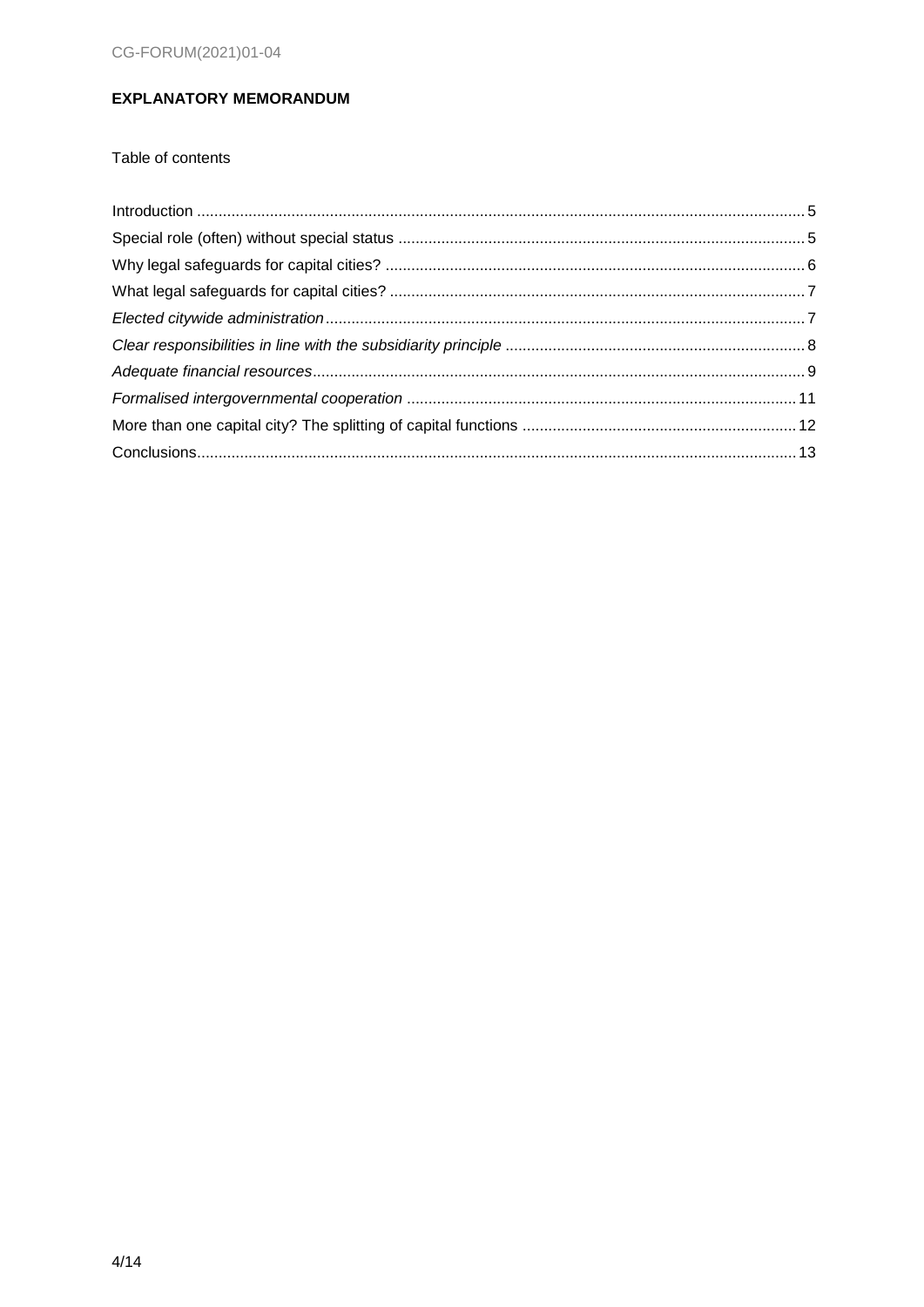**EXPLANATORY MEMORANDUM**

Table of contents

Introduction ..... 5
Special role (often) without special status ..... 5
Why legal safeguards for capital cities? ..... 6
What legal safeguards for capital cities? ..... 7
*Elected citywide administration* ..... 7
*Clear responsibilities in line with the subsidiarity principle* ..... 8
*Adequate financial resources* ..... 9
*Formalised intergovernmental cooperation* ..... 11
More than one capital city? The splitting of capital functions ..... 12
Conclusions ..... 13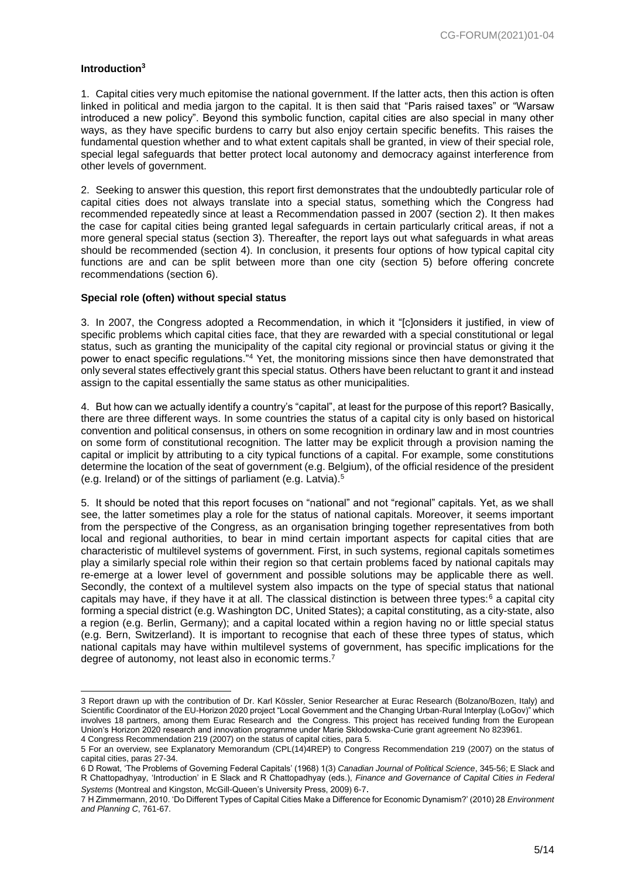### Introduction[3]

1. Capital cities very much epitomise the national government. If the latter acts, then this action is often linked in political and media jargon to the capital. It is then said that "Paris raised taxes" or "Warsaw introduced a new policy". Beyond this symbolic function, capital cities are also special in many other ways, as they have specific burdens to carry but also enjoy certain specific benefits. This raises the fundamental question whether and to what extent capitals shall be granted, in view of their special role, special legal safeguards that better protect local autonomy and democracy against interference from other levels of government.

2. Seeking to answer this question, this report first demonstrates that the undoubtedly particular role of capital cities does not always translate into a special status, something which the Congress had recommended repeatedly since at least a Recommendation passed in 2007 (section 2). It then makes the case for capital cities being granted legal safeguards in certain particularly critical areas, if not a more general special status (section 3). Thereafter, the report lays out what safeguards in what areas should be recommended (section 4). In conclusion, it presents four options of how typical capital city functions are and can be split between more than one city (section 5) before offering concrete recommendations (section 6).

### Special role (often) without special status

3. In 2007, the Congress adopted a Recommendation, in which it "[c]onsiders it justified, in view of specific problems which capital cities face, that they are rewarded with a special constitutional or legal status, such as granting the municipality of the capital city regional or provincial status or giving it the power to enact specific regulations."[4] Yet, the monitoring missions since then have demonstrated that only several states effectively grant this special status. Others have been reluctant to grant it and instead assign to the capital essentially the same status as other municipalities.

4. But how can we actually identify a country's "capital", at least for the purpose of this report? Basically, there are three different ways. In some countries the status of a capital city is only based on historical convention and political consensus, in others on some recognition in ordinary law and in most countries on some form of constitutional recognition. The latter may be explicit through a provision naming the capital or implicit by attributing to a city typical functions of a capital. For example, some constitutions determine the location of the seat of government (e.g. Belgium), of the official residence of the president (e.g. Ireland) or of the sittings of parliament (e.g. Latvia).[5]

5. It should be noted that this report focuses on "national" and not "regional" capitals. Yet, as we shall see, the latter sometimes play a role for the status of national capitals. Moreover, it seems important from the perspective of the Congress, as an organisation bringing together representatives from both local and regional authorities, to bear in mind certain important aspects for capital cities that are characteristic of multilevel systems of government. First, in such systems, regional capitals sometimes play a similarly special role within their region so that certain problems faced by national capitals may re-emerge at a lower level of government and possible solutions may be applicable there as well. Secondly, the context of a multilevel system also impacts on the type of special status that national capitals may have, if they have it at all. The classical distinction is between three types:[6] a capital city forming a special district (e.g. Washington DC, United States); a capital constituting, as a city-state, also a region (e.g. Berlin, Germany); and a capital located within a region having no or little special status (e.g. Bern, Switzerland). It is important to recognise that each of these three types of status, which national capitals may have within multilevel systems of government, has specific implications for the degree of autonomy, not least also in economic terms.[7]

---

3 Report drawn up with the contribution of Dr. Karl Kössler, Senior Researcher at Eurac Research (Bolzano/Bozen, Italy) and Scientific Coordinator of the EU-Horizon 2020 project "Local Government and the Changing Urban-Rural Interplay (LoGov)" which involves 18 partners, among them Eurac Research and the Congress. This project has received funding from the European Union's Horizon 2020 research and innovation programme under Marie Skłodowska-Curie grant agreement No 823961.

4 Congress Recommendation 219 (2007) on the status of capital cities, para 5.

5 For an overview, see Explanatory Memorandum (CPL(14)4REP) to Congress Recommendation 219 (2007) on the status of capital cities, paras 27-34.

6 D Rowat, 'The Problems of Governing Federal Capitals' (1968) 1(3) *Canadian Journal of Political Science*, 345-56; E Slack and R Chattopadhyay, 'Introduction' in E Slack and R Chattopadhyay (eds.), *Finance and Governance of Capital Cities in Federal Systems* (Montreal and Kingston, McGill-Queen's University Press, 2009) 6-7.

7 H Zimmermann, 2010. 'Do Different Types of Capital Cities Make a Difference for Economic Dynamism?' (2010) 28 *Environment and Planning C*, 761-67.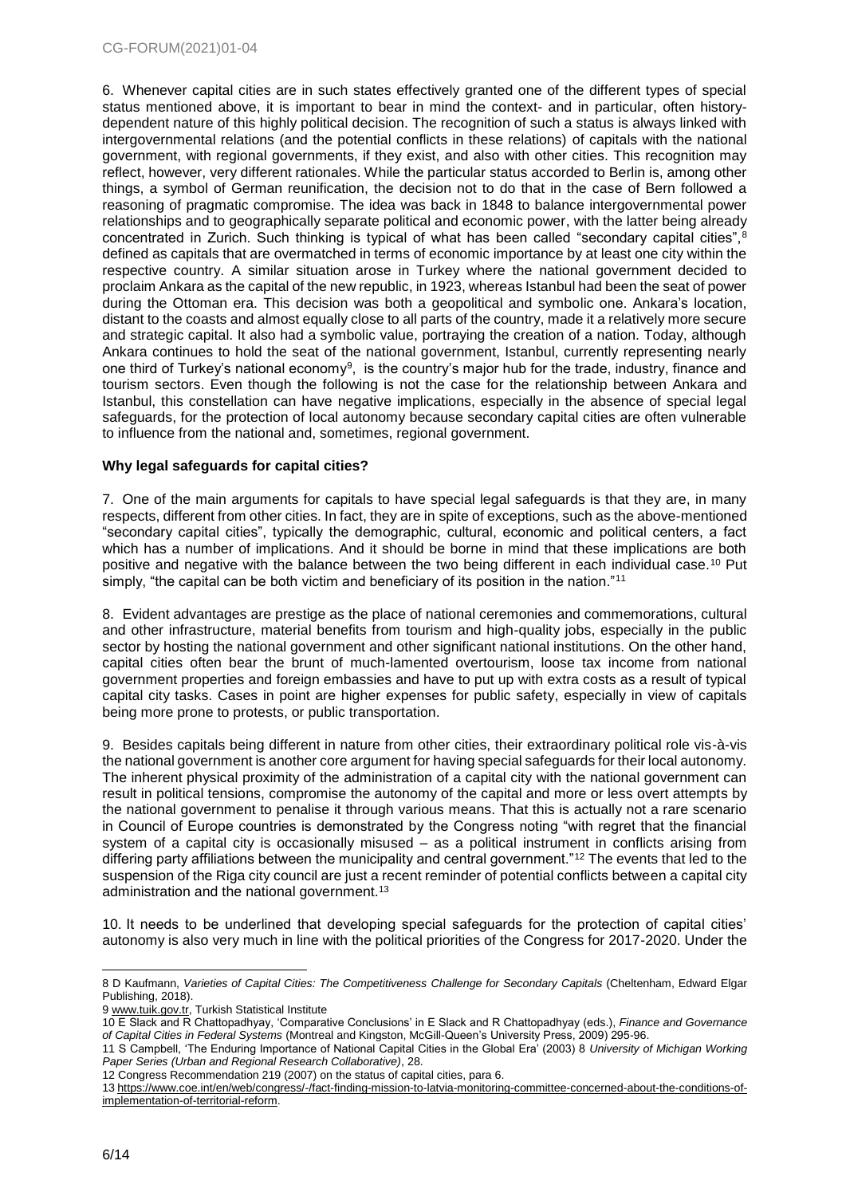6. Whenever capital cities are in such states effectively granted one of the different types of special status mentioned above, it is important to bear in mind the context- and in particular, often history-dependent nature of this highly political decision. The recognition of such a status is always linked with intergovernmental relations (and the potential conflicts in these relations) of capitals with the national government, with regional governments, if they exist, and also with other cities. This recognition may reflect, however, very different rationales. While the particular status accorded to Berlin is, among other things, a symbol of German reunification, the decision not to do that in the case of Bern followed a reasoning of pragmatic compromise. The idea was back in 1848 to balance intergovernmental power relationships and to geographically separate political and economic power, with the latter being already concentrated in Zurich. Such thinking is typical of what has been called "secondary capital cities",[8] defined as capitals that are overmatched in terms of economic importance by at least one city within the respective country. A similar situation arose in Turkey where the national government decided to proclaim Ankara as the capital of the new republic, in 1923, whereas Istanbul had been the seat of power during the Ottoman era. This decision was both a geopolitical and symbolic one. Ankara's location, distant to the coasts and almost equally close to all parts of the country, made it a relatively more secure and strategic capital. It also had a symbolic value, portraying the creation of a nation. Today, although Ankara continues to hold the seat of the national government, Istanbul, currently representing nearly one third of Turkey's national economy[9], is the country's major hub for the trade, industry, finance and tourism sectors. Even though the following is not the case for the relationship between Ankara and Istanbul, this constellation can have negative implications, especially in the absence of special legal safeguards, for the protection of local autonomy because secondary capital cities are often vulnerable to influence from the national and, sometimes, regional government.

**Why legal safeguards for capital cities?**

7. One of the main arguments for capitals to have special legal safeguards is that they are, in many respects, different from other cities. In fact, they are in spite of exceptions, such as the above-mentioned "secondary capital cities", typically the demographic, cultural, economic and political centers, a fact which has a number of implications. And it should be borne in mind that these implications are both positive and negative with the balance between the two being different in each individual case.[10] Put simply, "the capital can be both victim and beneficiary of its position in the nation."[11]

8. Evident advantages are prestige as the place of national ceremonies and commemorations, cultural and other infrastructure, material benefits from tourism and high-quality jobs, especially in the public sector by hosting the national government and other significant national institutions. On the other hand, capital cities often bear the brunt of much-lamented overtourism, loose tax income from national government properties and foreign embassies and have to put up with extra costs as a result of typical capital city tasks. Cases in point are higher expenses for public safety, especially in view of capitals being more prone to protests, or public transportation.

9. Besides capitals being different in nature from other cities, their extraordinary political role vis-à-vis the national government is another core argument for having special safeguards for their local autonomy. The inherent physical proximity of the administration of a capital city with the national government can result in political tensions, compromise the autonomy of the capital and more or less overt attempts by the national government to penalise it through various means. That this is actually not a rare scenario in Council of Europe countries is demonstrated by the Congress noting "with regret that the financial system of a capital city is occasionally misused – as a political instrument in conflicts arising from differing party affiliations between the municipality and central government."[12] The events that led to the suspension of the Riga city council are just a recent reminder of potential conflicts between a capital city administration and the national government.[13]

10. It needs to be underlined that developing special safeguards for the protection of capital cities' autonomy is also very much in line with the political priorities of the Congress for 2017-2020. Under the

---

8 D Kaufmann, *Varieties of Capital Cities: The Competitiveness Challenge for Secondary Capitals* (Cheltenham, Edward Elgar Publishing, 2018).

9 www.tuik.gov.tr, Turkish Statistical Institute

10 E Slack and R Chattopadhyay, 'Comparative Conclusions' in E Slack and R Chattopadhyay (eds.), *Finance and Governance of Capital Cities in Federal Systems* (Montreal and Kingston, McGill-Queen's University Press, 2009) 295-96.

11 S Campbell, 'The Enduring Importance of National Capital Cities in the Global Era' (2003) 8 *University of Michigan Working Paper Series (Urban and Regional Research Collaborative)*, 28.

12 Congress Recommendation 219 (2007) on the status of capital cities, para 6.

13 https://www.coe.int/en/web/congress/-/fact-finding-mission-to-latvia-monitoring-committee-concerned-about-the-conditions-of-implementation-of-territorial-reform.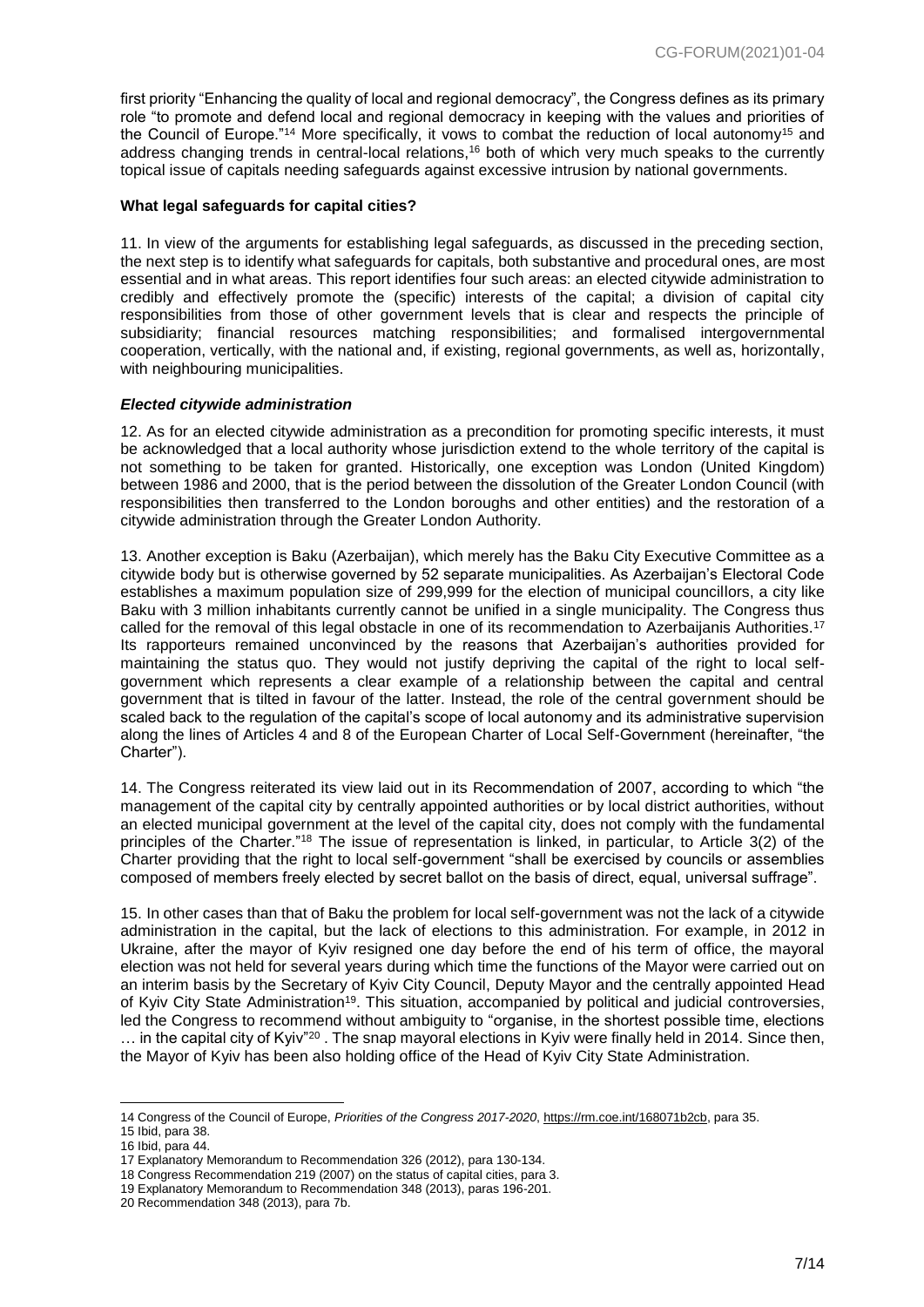first priority "Enhancing the quality of local and regional democracy", the Congress defines as its primary role "to promote and defend local and regional democracy in keeping with the values and priorities of the Council of Europe."[14] More specifically, it vows to combat the reduction of local autonomy[15] and address changing trends in central-local relations,[16] both of which very much speaks to the currently topical issue of capitals needing safeguards against excessive intrusion by national governments.

**What legal safeguards for capital cities?**

11. In view of the arguments for establishing legal safeguards, as discussed in the preceding section, the next step is to identify what safeguards for capitals, both substantive and procedural ones, are most essential and in what areas. This report identifies four such areas: an elected citywide administration to credibly and effectively promote the (specific) interests of the capital; a division of capital city responsibilities from those of other government levels that is clear and respects the principle of subsidiarity; financial resources matching responsibilities; and formalised intergovernmental cooperation, vertically, with the national and, if existing, regional governments, as well as, horizontally, with neighbouring municipalities.

***Elected citywide administration***

12. As for an elected citywide administration as a precondition for promoting specific interests, it must be acknowledged that a local authority whose jurisdiction extend to the whole territory of the capital is not something to be taken for granted. Historically, one exception was London (United Kingdom) between 1986 and 2000, that is the period between the dissolution of the Greater London Council (with responsibilities then transferred to the London boroughs and other entities) and the restoration of a citywide administration through the Greater London Authority.

13. Another exception is Baku (Azerbaijan), which merely has the Baku City Executive Committee as a citywide body but is otherwise governed by 52 separate municipalities. As Azerbaijan's Electoral Code establishes a maximum population size of 299,999 for the election of municipal councillors, a city like Baku with 3 million inhabitants currently cannot be unified in a single municipality. The Congress thus called for the removal of this legal obstacle in one of its recommendation to Azerbaijanis Authorities.[17] Its rapporteurs remained unconvinced by the reasons that Azerbaijan's authorities provided for maintaining the status quo. They would not justify depriving the capital of the right to local self-government which represents a clear example of a relationship between the capital and central government that is tilted in favour of the latter. Instead, the role of the central government should be scaled back to the regulation of the capital's scope of local autonomy and its administrative supervision along the lines of Articles 4 and 8 of the European Charter of Local Self-Government (hereinafter, "the Charter").

14. The Congress reiterated its view laid out in its Recommendation of 2007, according to which "the management of the capital city by centrally appointed authorities or by local district authorities, without an elected municipal government at the level of the capital city, does not comply with the fundamental principles of the Charter."[18] The issue of representation is linked, in particular, to Article 3(2) of the Charter providing that the right to local self-government "shall be exercised by councils or assemblies composed of members freely elected by secret ballot on the basis of direct, equal, universal suffrage".

15. In other cases than that of Baku the problem for local self-government was not the lack of a citywide administration in the capital, but the lack of elections to this administration. For example, in 2012 in Ukraine, after the mayor of Kyiv resigned one day before the end of his term of office, the mayoral election was not held for several years during which time the functions of the Mayor were carried out on an interim basis by the Secretary of Kyiv City Council, Deputy Mayor and the centrally appointed Head of Kyiv City State Administration[19]. This situation, accompanied by political and judicial controversies, led the Congress to recommend without ambiguity to "organise, in the shortest possible time, elections … in the capital city of Kyiv"[20] . The snap mayoral elections in Kyiv were finally held in 2014. Since then, the Mayor of Kyiv has been also holding office of the Head of Kyiv City State Administration.

---

14 Congress of the Council of Europe, *Priorities of the Congress 2017-2020*, https://rm.coe.int/168071b2cb, para 35.
15 Ibid, para 38.
16 Ibid, para 44.
17 Explanatory Memorandum to Recommendation 326 (2012), para 130-134.
18 Congress Recommendation 219 (2007) on the status of capital cities, para 3.
19 Explanatory Memorandum to Recommendation 348 (2013), paras 196-201.
20 Recommendation 348 (2013), para 7b.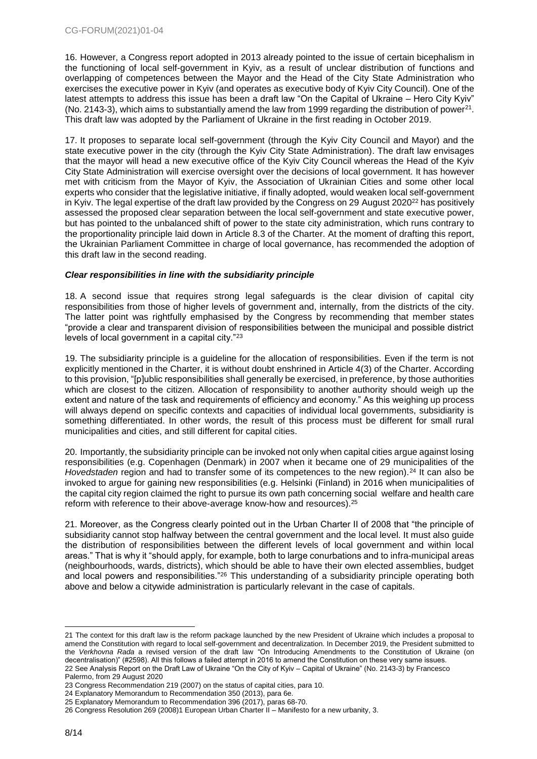16. However, a Congress report adopted in 2013 already pointed to the issue of certain bicephalism in the functioning of local self-government in Kyiv, as a result of unclear distribution of functions and overlapping of competences between the Mayor and the Head of the City State Administration who exercises the executive power in Kyiv (and operates as executive body of Kyiv City Council). One of the latest attempts to address this issue has been a draft law "On the Capital of Ukraine – Hero City Kyiv" (No. 2143-3), which aims to substantially amend the law from 1999 regarding the distribution of power[21]. This draft law was adopted by the Parliament of Ukraine in the first reading in October 2019.

17. It proposes to separate local self-government (through the Kyiv City Council and Mayor) and the state executive power in the city (through the Kyiv City State Administration). The draft law envisages that the mayor will head a new executive office of the Kyiv City Council whereas the Head of the Kyiv City State Administration will exercise oversight over the decisions of local government. It has however met with criticism from the Mayor of Kyiv, the Association of Ukrainian Cities and some other local experts who consider that the legislative initiative, if finally adopted, would weaken local self-government in Kyiv. The legal expertise of the draft law provided by the Congress on 29 August 2020[22] has positively assessed the proposed clear separation between the local self-government and state executive power, but has pointed to the unbalanced shift of power to the state city administration, which runs contrary to the proportionality principle laid down in Article 8.3 of the Charter. At the moment of drafting this report, the Ukrainian Parliament Committee in charge of local governance, has recommended the adoption of this draft law in the second reading.

### *Clear responsibilities in line with the subsidiarity principle*

18. A second issue that requires strong legal safeguards is the clear division of capital city responsibilities from those of higher levels of government and, internally, from the districts of the city. The latter point was rightfully emphasised by the Congress by recommending that member states "provide a clear and transparent division of responsibilities between the municipal and possible district levels of local government in a capital city."[23]

19. The subsidiarity principle is a guideline for the allocation of responsibilities. Even if the term is not explicitly mentioned in the Charter, it is without doubt enshrined in Article 4(3) of the Charter. According to this provision, "[p]ublic responsibilities shall generally be exercised, in preference, by those authorities which are closest to the citizen. Allocation of responsibility to another authority should weigh up the extent and nature of the task and requirements of efficiency and economy." As this weighing up process will always depend on specific contexts and capacities of individual local governments, subsidiarity is something differentiated. In other words, the result of this process must be different for small rural municipalities and cities, and still different for capital cities.

20. Importantly, the subsidiarity principle can be invoked not only when capital cities argue against losing responsibilities (e.g. Copenhagen (Denmark) in 2007 when it became one of 29 municipalities of the *Hovedstaden* region and had to transfer some of its competences to the new region).[24] It can also be invoked to argue for gaining new responsibilities (e.g. Helsinki (Finland) in 2016 when municipalities of the capital city region claimed the right to pursue its own path concerning social welfare and health care reform with reference to their above-average know-how and resources).[25]

21. Moreover, as the Congress clearly pointed out in the Urban Charter II of 2008 that "the principle of subsidiarity cannot stop halfway between the central government and the local level. It must also guide the distribution of responsibilities between the different levels of local government and within local areas." That is why it "should apply, for example, both to large conurbations and to infra-municipal areas (neighbourhoods, wards, districts), which should be able to have their own elected assemblies, budget and local powers and responsibilities."[26] This understanding of a subsidiarity principle operating both above and below a citywide administration is particularly relevant in the case of capitals.

---

21 The context for this draft law is the reform package launched by the new President of Ukraine which includes a proposal to amend the Constitution with regard to local self-government and decentralization. In December 2019, the President submitted to the *Verkhovna Rada* a revised version of the draft law "On Introducing Amendments to the Constitution of Ukraine (on decentralisation)" (#2598). All this follows a failed attempt in 2016 to amend the Constitution on these very same issues.

22 See Analysis Report on the Draft Law of Ukraine "On the City of Kyiv – Capital of Ukraine" (No. 2143-3) by Francesco Palermo, from 29 August 2020

23 Congress Recommendation 219 (2007) on the status of capital cities, para 10.

24 Explanatory Memorandum to Recommendation 350 (2013), para 6e.

25 Explanatory Memorandum to Recommendation 396 (2017), paras 68-70.

26 Congress Resolution 269 (2008)1 European Urban Charter II – Manifesto for a new urbanity, 3.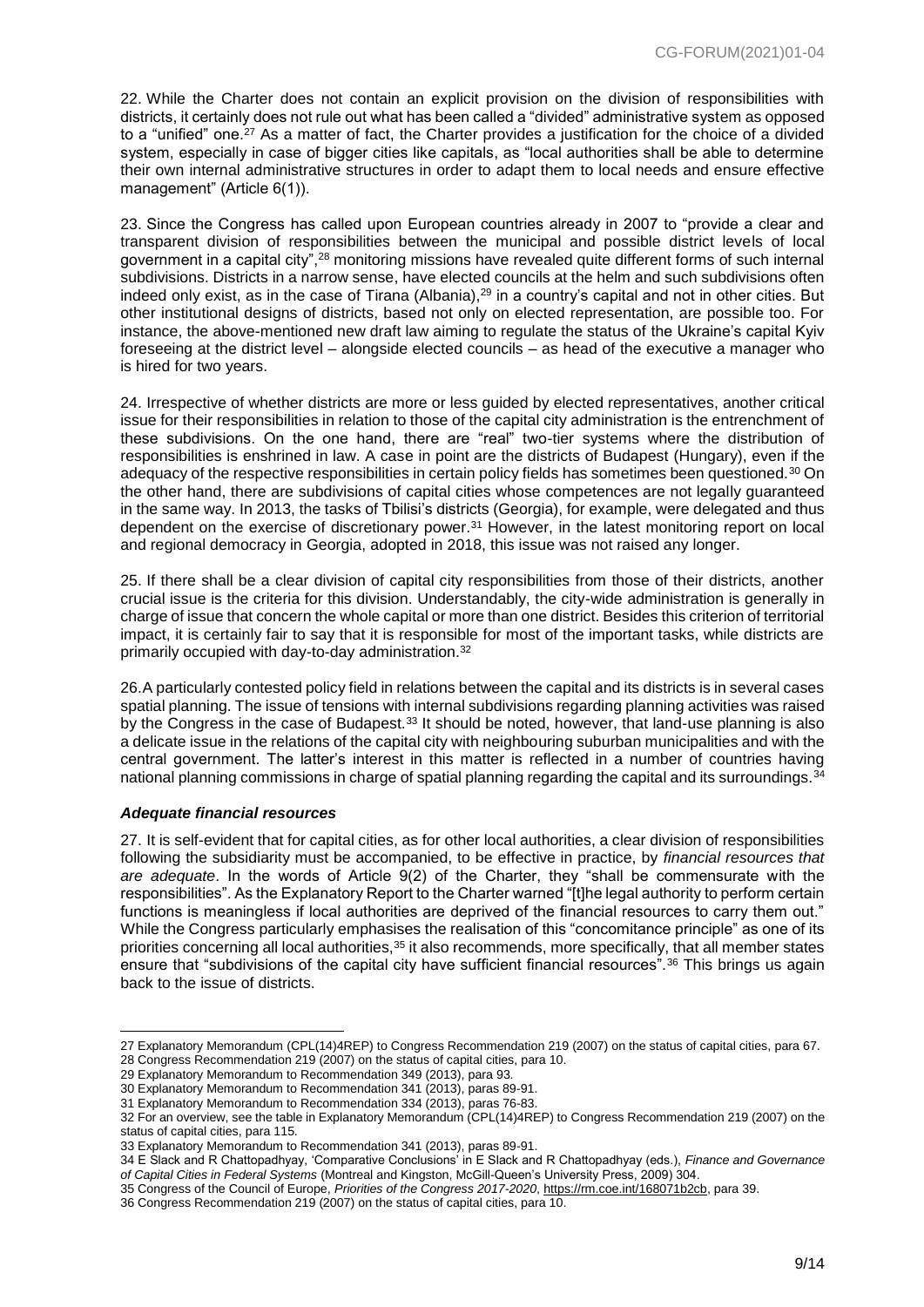22. While the Charter does not contain an explicit provision on the division of responsibilities with districts, it certainly does not rule out what has been called a "divided" administrative system as opposed to a "unified" one.[27] As a matter of fact, the Charter provides a justification for the choice of a divided system, especially in case of bigger cities like capitals, as "local authorities shall be able to determine their own internal administrative structures in order to adapt them to local needs and ensure effective management" (Article 6(1)).

23. Since the Congress has called upon European countries already in 2007 to "provide a clear and transparent division of responsibilities between the municipal and possible district levels of local government in a capital city",[28] monitoring missions have revealed quite different forms of such internal subdivisions. Districts in a narrow sense, have elected councils at the helm and such subdivisions often indeed only exist, as in the case of Tirana (Albania),[29] in a country's capital and not in other cities. But other institutional designs of districts, based not only on elected representation, are possible too. For instance, the above-mentioned new draft law aiming to regulate the status of the Ukraine's capital Kyiv foreseeing at the district level – alongside elected councils – as head of the executive a manager who is hired for two years.

24. Irrespective of whether districts are more or less guided by elected representatives, another critical issue for their responsibilities in relation to those of the capital city administration is the entrenchment of these subdivisions. On the one hand, there are "real" two-tier systems where the distribution of responsibilities is enshrined in law. A case in point are the districts of Budapest (Hungary), even if the adequacy of the respective responsibilities in certain policy fields has sometimes been questioned.[30] On the other hand, there are subdivisions of capital cities whose competences are not legally guaranteed in the same way. In 2013, the tasks of Tbilisi's districts (Georgia), for example, were delegated and thus dependent on the exercise of discretionary power.[31] However, in the latest monitoring report on local and regional democracy in Georgia, adopted in 2018, this issue was not raised any longer.

25. If there shall be a clear division of capital city responsibilities from those of their districts, another crucial issue is the criteria for this division. Understandably, the city-wide administration is generally in charge of issue that concern the whole capital or more than one district. Besides this criterion of territorial impact, it is certainly fair to say that it is responsible for most of the important tasks, while districts are primarily occupied with day-to-day administration.[32]

26. A particularly contested policy field in relations between the capital and its districts is in several cases spatial planning. The issue of tensions with internal subdivisions regarding planning activities was raised by the Congress in the case of Budapest.[33] It should be noted, however, that land-use planning is also a delicate issue in the relations of the capital city with neighbouring suburban municipalities and with the central government. The latter's interest in this matter is reflected in a number of countries having national planning commissions in charge of spatial planning regarding the capital and its surroundings.[34]

### *Adequate financial resources*

27. It is self-evident that for capital cities, as for other local authorities, a clear division of responsibilities following the subsidiarity must be accompanied, to be effective in practice, by *financial resources that are adequate*. In the words of Article 9(2) of the Charter, they "shall be commensurate with the responsibilities". As the Explanatory Report to the Charter warned "[t]he legal authority to perform certain functions is meaningless if local authorities are deprived of the financial resources to carry them out." While the Congress particularly emphasises the realisation of this "concomitance principle" as one of its priorities concerning all local authorities,[35] it also recommends, more specifically, that all member states ensure that "subdivisions of the capital city have sufficient financial resources".[36] This brings us again back to the issue of districts.

---

27 Explanatory Memorandum (CPL(14)4REP) to Congress Recommendation 219 (2007) on the status of capital cities, para 67.
28 Congress Recommendation 219 (2007) on the status of capital cities, para 10.
29 Explanatory Memorandum to Recommendation 349 (2013), para 93.
30 Explanatory Memorandum to Recommendation 341 (2013), paras 89-91.
31 Explanatory Memorandum to Recommendation 334 (2013), paras 76-83.
32 For an overview, see the table in Explanatory Memorandum (CPL(14)4REP) to Congress Recommendation 219 (2007) on the status of capital cities, para 115.
33 Explanatory Memorandum to Recommendation 341 (2013), paras 89-91.
34 E Slack and R Chattopadhyay, 'Comparative Conclusions' in E Slack and R Chattopadhyay (eds.), *Finance and Governance of Capital Cities in Federal Systems* (Montreal and Kingston, McGill-Queen's University Press, 2009) 304.
35 Congress of the Council of Europe, *Priorities of the Congress 2017-2020*, https://rm.coe.int/168071b2cb, para 39.
36 Congress Recommendation 219 (2007) on the status of capital cities, para 10.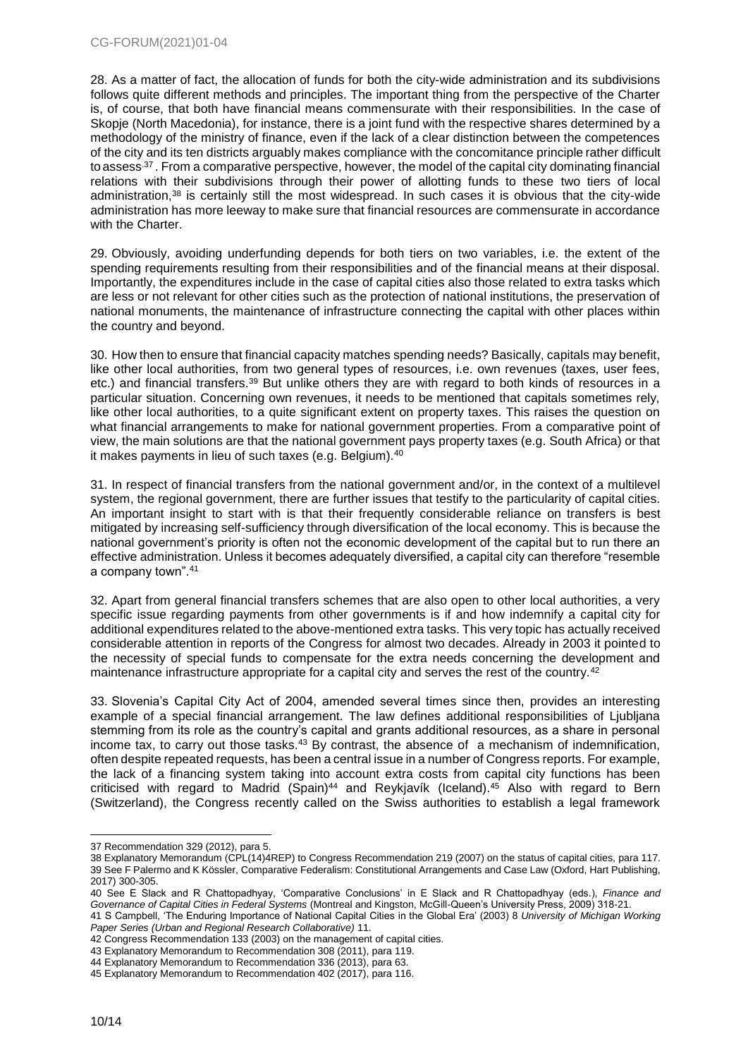28. As a matter of fact, the allocation of funds for both the city-wide administration and its subdivisions follows quite different methods and principles. The important thing from the perspective of the Charter is, of course, that both have financial means commensurate with their responsibilities. In the case of Skopje (North Macedonia), for instance, there is a joint fund with the respective shares determined by a methodology of the ministry of finance, even if the lack of a clear distinction between the competences of the city and its ten districts arguably makes compliance with the concomitance principle rather difficult to assess.[37]. From a comparative perspective, however, the model of the capital city dominating financial relations with their subdivisions through their power of allotting funds to these two tiers of local administration,[38] is certainly still the most widespread. In such cases it is obvious that the city-wide administration has more leeway to make sure that financial resources are commensurate in accordance with the Charter.

29. Obviously, avoiding underfunding depends for both tiers on two variables, i.e. the extent of the spending requirements resulting from their responsibilities and of the financial means at their disposal. Importantly, the expenditures include in the case of capital cities also those related to extra tasks which are less or not relevant for other cities such as the protection of national institutions, the preservation of national monuments, the maintenance of infrastructure connecting the capital with other places within the country and beyond.

30. How then to ensure that financial capacity matches spending needs? Basically, capitals may benefit, like other local authorities, from two general types of resources, i.e. own revenues (taxes, user fees, etc.) and financial transfers.[39] But unlike others they are with regard to both kinds of resources in a particular situation. Concerning own revenues, it needs to be mentioned that capitals sometimes rely, like other local authorities, to a quite significant extent on property taxes. This raises the question on what financial arrangements to make for national government properties. From a comparative point of view, the main solutions are that the national government pays property taxes (e.g. South Africa) or that it makes payments in lieu of such taxes (e.g. Belgium).[40]

31. In respect of financial transfers from the national government and/or, in the context of a multilevel system, the regional government, there are further issues that testify to the particularity of capital cities. An important insight to start with is that their frequently considerable reliance on transfers is best mitigated by increasing self-sufficiency through diversification of the local economy. This is because the national government's priority is often not the economic development of the capital but to run there an effective administration. Unless it becomes adequately diversified, a capital city can therefore "resemble a company town".[41]

32. Apart from general financial transfers schemes that are also open to other local authorities, a very specific issue regarding payments from other governments is if and how indemnify a capital city for additional expenditures related to the above-mentioned extra tasks. This very topic has actually received considerable attention in reports of the Congress for almost two decades. Already in 2003 it pointed to the necessity of special funds to compensate for the extra needs concerning the development and maintenance infrastructure appropriate for a capital city and serves the rest of the country.[42]

33. Slovenia's Capital City Act of 2004, amended several times since then, provides an interesting example of a special financial arrangement. The law defines additional responsibilities of Ljubljana stemming from its role as the country's capital and grants additional resources, as a share in personal income tax, to carry out those tasks.[43] By contrast, the absence of a mechanism of indemnification, often despite repeated requests, has been a central issue in a number of Congress reports. For example, the lack of a financing system taking into account extra costs from capital city functions has been criticised with regard to Madrid (Spain)[44] and Reykjavík (Iceland).[45] Also with regard to Bern (Switzerland), the Congress recently called on the Swiss authorities to establish a legal framework

---

37 Recommendation 329 (2012), para 5.

38 Explanatory Memorandum (CPL(14)4REP) to Congress Recommendation 219 (2007) on the status of capital cities, para 117.

39 See F Palermo and K Kössler, Comparative Federalism: Constitutional Arrangements and Case Law (Oxford, Hart Publishing, 2017) 300-305.

40 See E Slack and R Chattopadhyay, 'Comparative Conclusions' in E Slack and R Chattopadhyay (eds.), *Finance and Governance of Capital Cities in Federal Systems* (Montreal and Kingston, McGill-Queen's University Press, 2009) 318-21.

41 S Campbell, 'The Enduring Importance of National Capital Cities in the Global Era' (2003) 8 *University of Michigan Working Paper Series (Urban and Regional Research Collaborative)* 11.

42 Congress Recommendation 133 (2003) on the management of capital cities.

43 Explanatory Memorandum to Recommendation 308 (2011), para 119.

44 Explanatory Memorandum to Recommendation 336 (2013), para 63.

45 Explanatory Memorandum to Recommendation 402 (2017), para 116.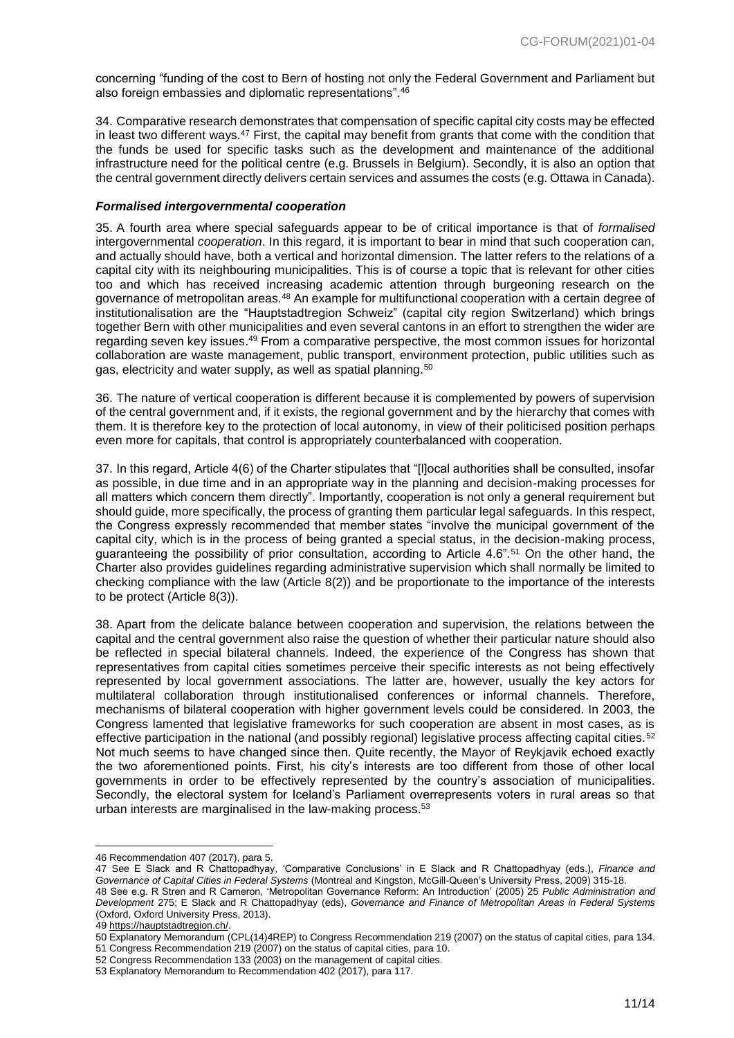concerning "funding of the cost to Bern of hosting not only the Federal Government and Parliament but also foreign embassies and diplomatic representations".[46]

34. Comparative research demonstrates that compensation of specific capital city costs may be effected in least two different ways.[47] First, the capital may benefit from grants that come with the condition that the funds be used for specific tasks such as the development and maintenance of the additional infrastructure need for the political centre (e.g. Brussels in Belgium). Secondly, it is also an option that the central government directly delivers certain services and assumes the costs (e.g. Ottawa in Canada).

### *Formalised intergovernmental cooperation*

35. A fourth area where special safeguards appear to be of critical importance is that of *formalised* intergovernmental *cooperation*. In this regard, it is important to bear in mind that such cooperation can, and actually should have, both a vertical and horizontal dimension. The latter refers to the relations of a capital city with its neighbouring municipalities. This is of course a topic that is relevant for other cities too and which has received increasing academic attention through burgeoning research on the governance of metropolitan areas.[48] An example for multifunctional cooperation with a certain degree of institutionalisation are the "Hauptstadtregion Schweiz" (capital city region Switzerland) which brings together Bern with other municipalities and even several cantons in an effort to strengthen the wider are regarding seven key issues.[49] From a comparative perspective, the most common issues for horizontal collaboration are waste management, public transport, environment protection, public utilities such as gas, electricity and water supply, as well as spatial planning.[50]

36. The nature of vertical cooperation is different because it is complemented by powers of supervision of the central government and, if it exists, the regional government and by the hierarchy that comes with them. It is therefore key to the protection of local autonomy, in view of their politicised position perhaps even more for capitals, that control is appropriately counterbalanced with cooperation.

37. In this regard, Article 4(6) of the Charter stipulates that "[l]ocal authorities shall be consulted, insofar as possible, in due time and in an appropriate way in the planning and decision-making processes for all matters which concern them directly". Importantly, cooperation is not only a general requirement but should guide, more specifically, the process of granting them particular legal safeguards. In this respect, the Congress expressly recommended that member states "involve the municipal government of the capital city, which is in the process of being granted a special status, in the decision-making process, guaranteeing the possibility of prior consultation, according to Article 4.6".[51] On the other hand, the Charter also provides guidelines regarding administrative supervision which shall normally be limited to checking compliance with the law (Article 8(2)) and be proportionate to the importance of the interests to be protect (Article 8(3)).

38. Apart from the delicate balance between cooperation and supervision, the relations between the capital and the central government also raise the question of whether their particular nature should also be reflected in special bilateral channels. Indeed, the experience of the Congress has shown that representatives from capital cities sometimes perceive their specific interests as not being effectively represented by local government associations. The latter are, however, usually the key actors for multilateral collaboration through institutionalised conferences or informal channels. Therefore, mechanisms of bilateral cooperation with higher government levels could be considered. In 2003, the Congress lamented that legislative frameworks for such cooperation are absent in most cases, as is effective participation in the national (and possibly regional) legislative process affecting capital cities.[52] Not much seems to have changed since then. Quite recently, the Mayor of Reykjavik echoed exactly the two aforementioned points. First, his city's interests are too different from those of other local governments in order to be effectively represented by the country's association of municipalities. Secondly, the electoral system for Iceland's Parliament overrepresents voters in rural areas so that urban interests are marginalised in the law-making process.[53]

---

46 Recommendation 407 (2017), para 5.

47 See E Slack and R Chattopadhyay, 'Comparative Conclusions' in E Slack and R Chattopadhyay (eds.), *Finance and Governance of Capital Cities in Federal Systems* (Montreal and Kingston, McGill-Queen's University Press, 2009) 315-18.

48 See e.g. R Stren and R Cameron, 'Metropolitan Governance Reform: An Introduction' (2005) 25 *Public Administration and Development* 275; E Slack and R Chattopadhyay (eds), *Governance and Finance of Metropolitan Areas in Federal Systems* (Oxford, Oxford University Press, 2013).

49 https://hauptstadtregion.ch/.

50 Explanatory Memorandum (CPL(14)4REP) to Congress Recommendation 219 (2007) on the status of capital cities, para 134.

51 Congress Recommendation 219 (2007) on the status of capital cities, para 10.

52 Congress Recommendation 133 (2003) on the management of capital cities.

53 Explanatory Memorandum to Recommendation 402 (2017), para 117.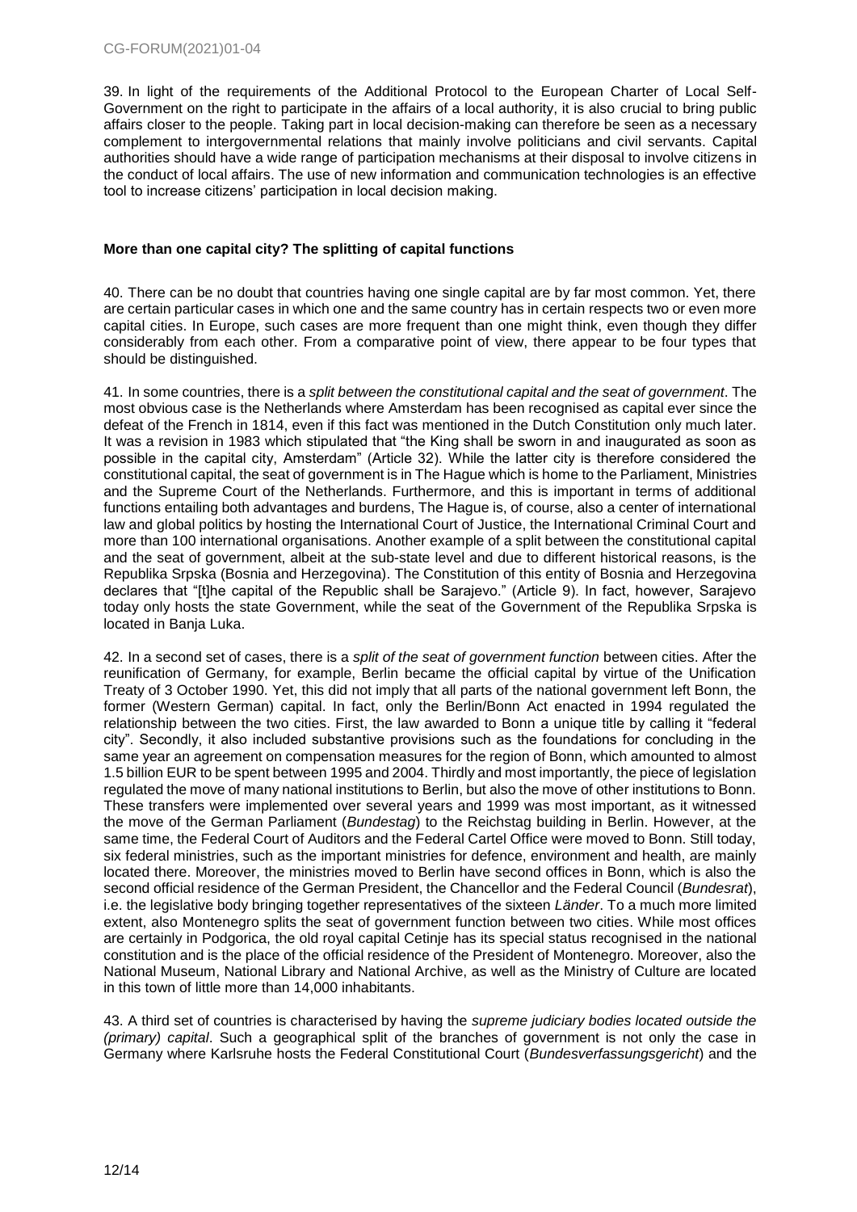39. In light of the requirements of the Additional Protocol to the European Charter of Local Self-Government on the right to participate in the affairs of a local authority, it is also crucial to bring public affairs closer to the people. Taking part in local decision-making can therefore be seen as a necessary complement to intergovernmental relations that mainly involve politicians and civil servants. Capital authorities should have a wide range of participation mechanisms at their disposal to involve citizens in the conduct of local affairs. The use of new information and communication technologies is an effective tool to increase citizens' participation in local decision making.

**More than one capital city? The splitting of capital functions**

40. There can be no doubt that countries having one single capital are by far most common. Yet, there are certain particular cases in which one and the same country has in certain respects two or even more capital cities. In Europe, such cases are more frequent than one might think, even though they differ considerably from each other. From a comparative point of view, there appear to be four types that should be distinguished.

41. In some countries, there is a *split between the constitutional capital and the seat of government*. The most obvious case is the Netherlands where Amsterdam has been recognised as capital ever since the defeat of the French in 1814, even if this fact was mentioned in the Dutch Constitution only much later. It was a revision in 1983 which stipulated that "the King shall be sworn in and inaugurated as soon as possible in the capital city, Amsterdam" (Article 32). While the latter city is therefore considered the constitutional capital, the seat of government is in The Hague which is home to the Parliament, Ministries and the Supreme Court of the Netherlands. Furthermore, and this is important in terms of additional functions entailing both advantages and burdens, The Hague is, of course, also a center of international law and global politics by hosting the International Court of Justice, the International Criminal Court and more than 100 international organisations. Another example of a split between the constitutional capital and the seat of government, albeit at the sub-state level and due to different historical reasons, is the Republika Srpska (Bosnia and Herzegovina). The Constitution of this entity of Bosnia and Herzegovina declares that "[t]he capital of the Republic shall be Sarajevo." (Article 9). In fact, however, Sarajevo today only hosts the state Government, while the seat of the Government of the Republika Srpska is located in Banja Luka.

42. In a second set of cases, there is a *split of the seat of government function* between cities. After the reunification of Germany, for example, Berlin became the official capital by virtue of the Unification Treaty of 3 October 1990. Yet, this did not imply that all parts of the national government left Bonn, the former (Western German) capital. In fact, only the Berlin/Bonn Act enacted in 1994 regulated the relationship between the two cities. First, the law awarded to Bonn a unique title by calling it "federal city". Secondly, it also included substantive provisions such as the foundations for concluding in the same year an agreement on compensation measures for the region of Bonn, which amounted to almost 1.5 billion EUR to be spent between 1995 and 2004. Thirdly and most importantly, the piece of legislation regulated the move of many national institutions to Berlin, but also the move of other institutions to Bonn. These transfers were implemented over several years and 1999 was most important, as it witnessed the move of the German Parliament (*Bundestag*) to the Reichstag building in Berlin. However, at the same time, the Federal Court of Auditors and the Federal Cartel Office were moved to Bonn. Still today, six federal ministries, such as the important ministries for defence, environment and health, are mainly located there. Moreover, the ministries moved to Berlin have second offices in Bonn, which is also the second official residence of the German President, the Chancellor and the Federal Council (*Bundesrat*), i.e. the legislative body bringing together representatives of the sixteen *Länder*. To a much more limited extent, also Montenegro splits the seat of government function between two cities. While most offices are certainly in Podgorica, the old royal capital Cetinje has its special status recognised in the national constitution and is the place of the official residence of the President of Montenegro. Moreover, also the National Museum, National Library and National Archive, as well as the Ministry of Culture are located in this town of little more than 14,000 inhabitants.

43. A third set of countries is characterised by having the *supreme judiciary bodies located outside the (primary) capital*. Such a geographical split of the branches of government is not only the case in Germany where Karlsruhe hosts the Federal Constitutional Court (*Bundesverfassungsgericht*) and the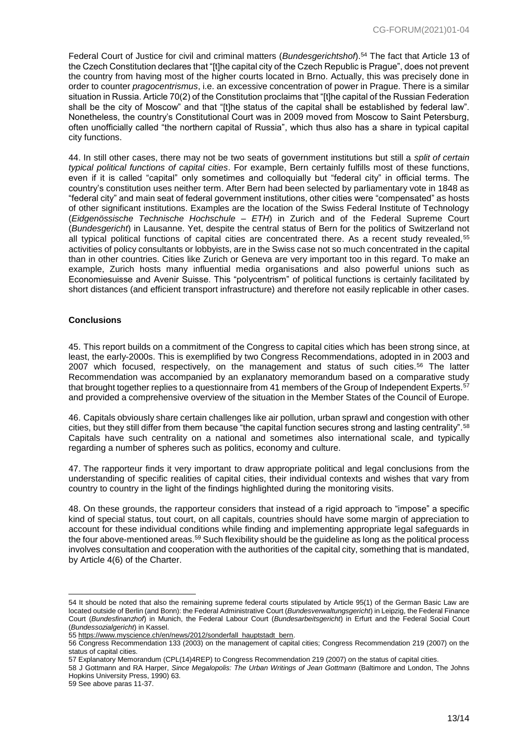Federal Court of Justice for civil and criminal matters (*Bundesgerichtshof*).[54] The fact that Article 13 of the Czech Constitution declares that "[t]he capital city of the Czech Republic is Prague", does not prevent the country from having most of the higher courts located in Brno. Actually, this was precisely done in order to counter *pragocentrismus*, i.e. an excessive concentration of power in Prague. There is a similar situation in Russia. Article 70(2) of the Constitution proclaims that "[t]he capital of the Russian Federation shall be the city of Moscow" and that "[t]he status of the capital shall be established by federal law". Nonetheless, the country's Constitutional Court was in 2009 moved from Moscow to Saint Petersburg, often unofficially called "the northern capital of Russia", which thus also has a share in typical capital city functions.

44. In still other cases, there may not be two seats of government institutions but still a *split of certain typical political functions of capital cities*. For example, Bern certainly fulfills most of these functions, even if it is called "capital" only sometimes and colloquially but "federal city" in official terms. The country's constitution uses neither term. After Bern had been selected by parliamentary vote in 1848 as "federal city" and main seat of federal government institutions, other cities were "compensated" as hosts of other significant institutions. Examples are the location of the Swiss Federal Institute of Technology (*Eidgenössische Technische Hochschule – ETH*) in Zurich and of the Federal Supreme Court (*Bundesgericht*) in Lausanne. Yet, despite the central status of Bern for the politics of Switzerland not all typical political functions of capital cities are concentrated there. As a recent study revealed,[55] activities of policy consultants or lobbyists, are in the Swiss case not so much concentrated in the capital than in other countries. Cities like Zurich or Geneva are very important too in this regard. To make an example, Zurich hosts many influential media organisations and also powerful unions such as Economiesuisse and Avenir Suisse. This "polycentrism" of political functions is certainly facilitated by short distances (and efficient transport infrastructure) and therefore not easily replicable in other cases.

## Conclusions

45. This report builds on a commitment of the Congress to capital cities which has been strong since, at least, the early-2000s. This is exemplified by two Congress Recommendations, adopted in in 2003 and 2007 which focused, respectively, on the management and status of such cities.[56] The latter Recommendation was accompanied by an explanatory memorandum based on a comparative study that brought together replies to a questionnaire from 41 members of the Group of Independent Experts.[57] and provided a comprehensive overview of the situation in the Member States of the Council of Europe.

46. Capitals obviously share certain challenges like air pollution, urban sprawl and congestion with other cities, but they still differ from them because "the capital function secures strong and lasting centrality".[58] Capitals have such centrality on a national and sometimes also international scale, and typically regarding a number of spheres such as politics, economy and culture.

47. The rapporteur finds it very important to draw appropriate political and legal conclusions from the understanding of specific realities of capital cities, their individual contexts and wishes that vary from country to country in the light of the findings highlighted during the monitoring visits.

48. On these grounds, the rapporteur considers that instead of a rigid approach to "impose" a specific kind of special status, tout court, on all capitals, countries should have some margin of appreciation to account for these individual conditions while finding and implementing appropriate legal safeguards in the four above-mentioned areas.[59] Such flexibility should be the guideline as long as the political process involves consultation and cooperation with the authorities of the capital city, something that is mandated, by Article 4(6) of the Charter.

---

54 It should be noted that also the remaining supreme federal courts stipulated by Article 95(1) of the German Basic Law are located outside of Berlin (and Bonn): the Federal Administrative Court (*Bundesverwaltungsgericht*) in Leipzig, the Federal Finance Court (*Bundesfinanzhof*) in Munich, the Federal Labour Court (*Bundesarbeitsgericht*) in Erfurt and the Federal Social Court (*Bundessozialgericht*) in Kassel.

55 https://www.myscience.ch/en/news/2012/sonderfall_hauptstadt_bern.

56 Congress Recommendation 133 (2003) on the management of capital cities; Congress Recommendation 219 (2007) on the status of capital cities.

57 Explanatory Memorandum (CPL(14)4REP) to Congress Recommendation 219 (2007) on the status of capital cities.

58 J Gottmann and RA Harper, *Since Megalopolis: The Urban Writings of Jean Gottmann* (Baltimore and London, The Johns Hopkins University Press, 1990) 63.

59 See above paras 11-37.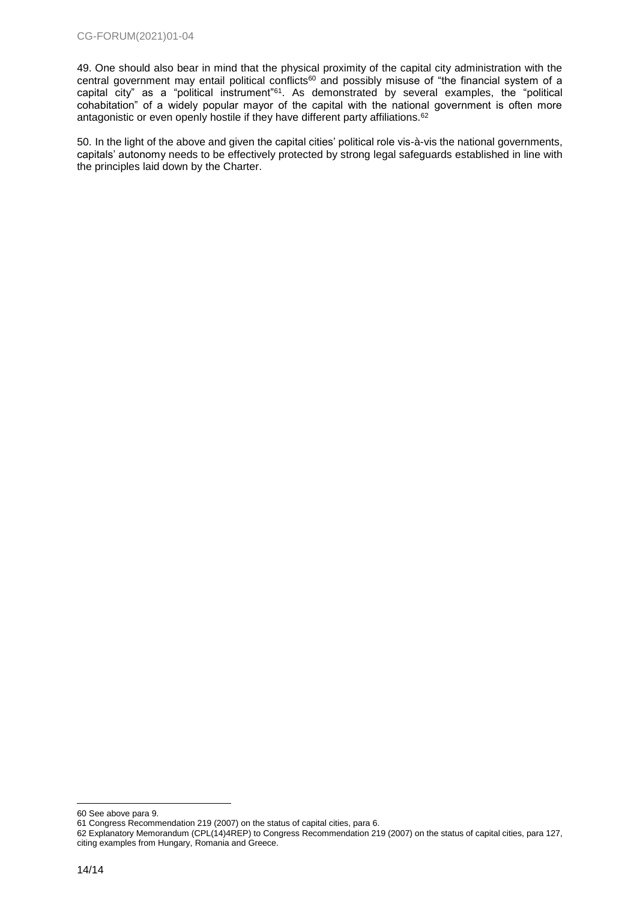49. One should also bear in mind that the physical proximity of the capital city administration with the central government may entail political conflicts[60] and possibly misuse of "the financial system of a capital city" as a "political instrument"[61]. As demonstrated by several examples, the "political cohabitation" of a widely popular mayor of the capital with the national government is often more antagonistic or even openly hostile if they have different party affiliations.[62]

50. In the light of the above and given the capital cities' political role vis-à-vis the national governments, capitals' autonomy needs to be effectively protected by strong legal safeguards established in line with the principles laid down by the Charter.

---

60 See above para 9.

61 Congress Recommendation 219 (2007) on the status of capital cities, para 6.

62 Explanatory Memorandum (CPL(14)4REP) to Congress Recommendation 219 (2007) on the status of capital cities, para 127, citing examples from Hungary, Romania and Greece.